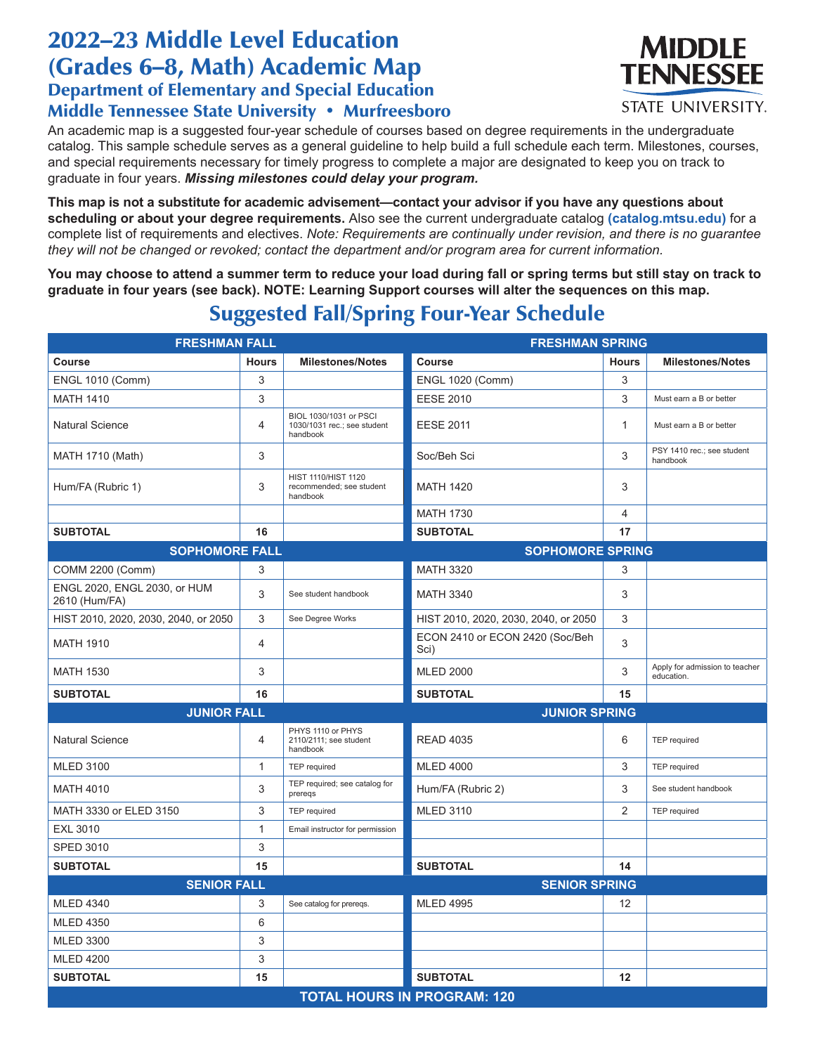# 2022–23 Middle Level Education (Grades 6–8, Math) Academic Map

## Department of Elementary and Special Education

## Middle Tennessee State University • Murfreesboro

MIDDLE TENNESSEE STATE UNIVERSITY.

An academic map is a suggested four-year schedule of courses based on degree requirements in the undergraduate catalog. This sample schedule serves as a general guideline to help build a full schedule each term. Milestones, courses, and special requirements necessary for timely progress to complete a major are designated to keep you on track to graduate in four years. ***Missing milestones could delay your program.***

**This map is not a substitute for academic advisement—contact your advisor if you have any questions about scheduling or about your degree requirements.** Also see the current undergraduate catalog **(catalog.mtsu.edu)** for a complete list of requirements and electives. *Note: Requirements are continually under revision, and there is no guarantee they will not be changed or revoked; contact the department and/or program area for current information.*

**You may choose to attend a summer term to reduce your load during fall or spring terms but still stay on track to graduate in four years (see back). NOTE: Learning Support courses will alter the sequences on this map.**

## Suggested Fall/Spring Four-Year Schedule

| FRESHMAN FALL | | | FRESHMAN SPRING | | |
|---|---|---|---|---|---|
| **Course** | **Hours** | **Milestones/Notes** | **Course** | **Hours** | **Milestones/Notes** |
| ENGL 1010 (Comm) | 3 | | ENGL 1020 (Comm) | 3 | |
| MATH 1410 | 3 | | EESE 2010 | 3 | Must earn a B or better |
| Natural Science | 4 | BIOL 1030/1031 or PSCI 1030/1031 rec.; see student handbook | EESE 2011 | 1 | Must earn a B or better |
| MATH 1710 (Math) | 3 | | Soc/Beh Sci | 3 | PSY 1410 rec.; see student handbook |
| Hum/FA (Rubric 1) | 3 | HIST 1110/HIST 1120 recommended; see student handbook | MATH 1420 | 3 | |
| | | | MATH 1730 | 4 | |
| **SUBTOTAL** | **16** | | **SUBTOTAL** | **17** | |
| **SOPHOMORE FALL** | | | **SOPHOMORE SPRING** | | |
| COMM 2200 (Comm) | 3 | | MATH 3320 | 3 | |
| ENGL 2020, ENGL 2030, or HUM 2610 (Hum/FA) | 3 | See student handbook | MATH 3340 | 3 | |
| HIST 2010, 2020, 2030, 2040, or 2050 | 3 | See Degree Works | HIST 2010, 2020, 2030, 2040, or 2050 | 3 | |
| MATH 1910 | 4 | | ECON 2410 or ECON 2420 (Soc/Beh Sci) | 3 | |
| MATH 1530 | 3 | | MLED 2000 | 3 | Apply for admission to teacher education. |
| **SUBTOTAL** | **16** | | **SUBTOTAL** | **15** | |
| **JUNIOR FALL** | | | **JUNIOR SPRING** | | |
| Natural Science | 4 | PHYS 1110 or PHYS 2110/2111; see student handbook | READ 4035 | 6 | TEP required |
| MLED 3100 | 1 | TEP required | MLED 4000 | 3 | TEP required |
| MATH 4010 | 3 | TEP required; see catalog for prereqs | Hum/FA (Rubric 2) | 3 | See student handbook |
| MATH 3330 or ELED 3150 | 3 | TEP required | MLED 3110 | 2 | TEP required |
| EXL 3010 | 1 | Email instructor for permission | | | |
| SPED 3010 | 3 | | | | |
| **SUBTOTAL** | **15** | | **SUBTOTAL** | **14** | |
| **SENIOR FALL** | | | **SENIOR SPRING** | | |
| MLED 4340 | 3 | See catalog for prereqs. | MLED 4995 | 12 | |
| MLED 4350 | 6 | | | | |
| MLED 3300 | 3 | | | | |
| MLED 4200 | 3 | | | | |
| **SUBTOTAL** | **15** | | **SUBTOTAL** | **12** | |
| **TOTAL HOURS IN PROGRAM: 120** | | | | | |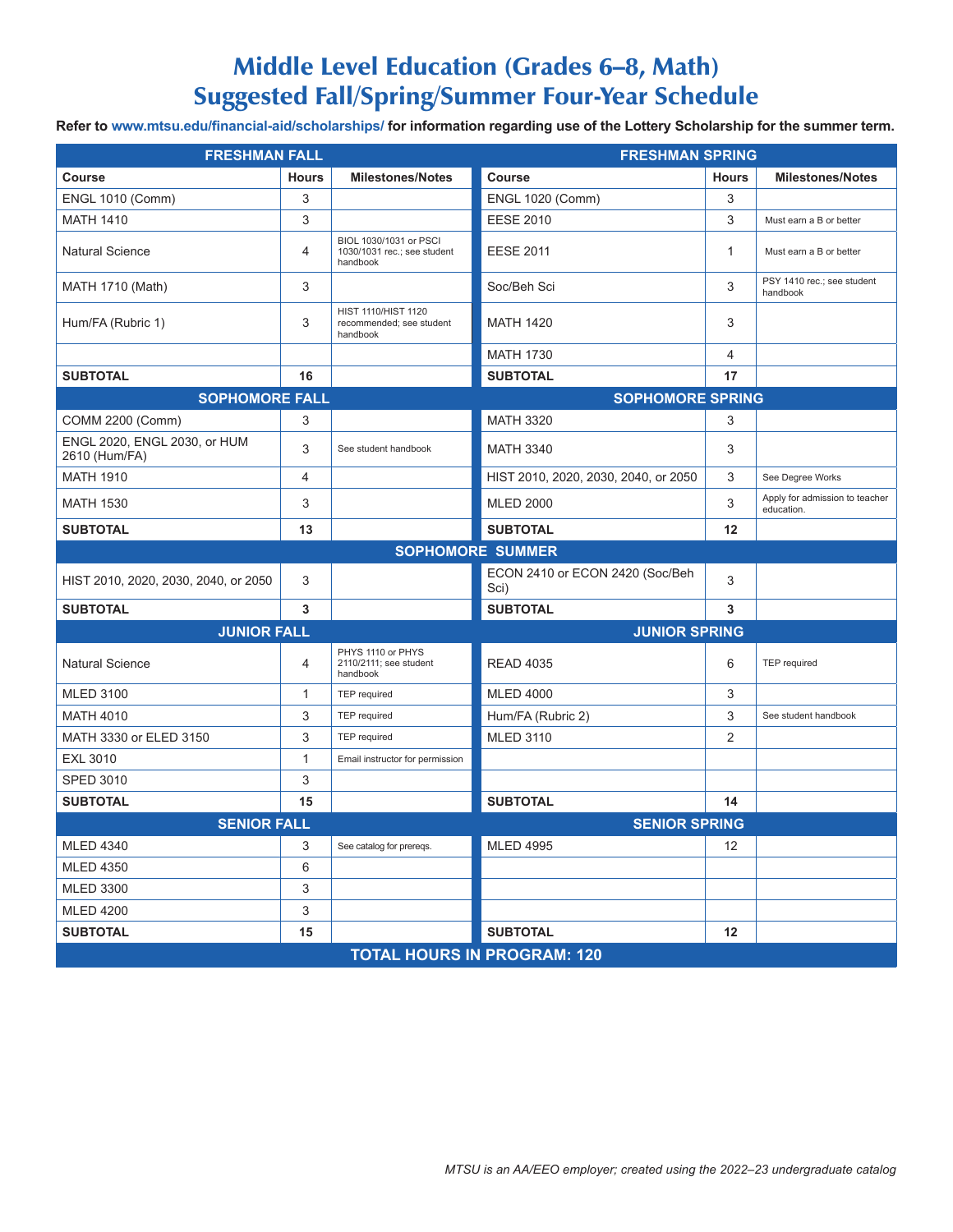# Middle Level Education (Grades 6–8, Math)
# Suggested Fall/Spring/Summer Four-Year Schedule

**Refer to www.mtsu.edu/financial-aid/scholarships/ for information regarding use of the Lottery Scholarship for the summer term.**

| FRESHMAN FALL | | | FRESHMAN SPRING | | |
|---|---|---|---|---|---|
| **Course** | **Hours** | **Milestones/Notes** | **Course** | **Hours** | **Milestones/Notes** |
| ENGL 1010 (Comm) | 3 | | ENGL 1020 (Comm) | 3 | |
| MATH 1410 | 3 | | EESE 2010 | 3 | Must earn a B or better |
| Natural Science | 4 | BIOL 1030/1031 or PSCI 1030/1031 rec.; see student handbook | EESE 2011 | 1 | Must earn a B or better |
| MATH 1710 (Math) | 3 | | Soc/Beh Sci | 3 | PSY 1410 rec.; see student handbook |
| Hum/FA (Rubric 1) | 3 | HIST 1110/HIST 1120 recommended; see student handbook | MATH 1420 | 3 | |
| | | | MATH 1730 | 4 | |
| **SUBTOTAL** | **16** | | **SUBTOTAL** | **17** | |
| **SOPHOMORE FALL** | | | **SOPHOMORE SPRING** | | |
| COMM 2200 (Comm) | 3 | | MATH 3320 | 3 | |
| ENGL 2020, ENGL 2030, or HUM 2610 (Hum/FA) | 3 | See student handbook | MATH 3340 | 3 | |
| MATH 1910 | 4 | | HIST 2010, 2020, 2030, 2040, or 2050 | 3 | See Degree Works |
| MATH 1530 | 3 | | MLED 2000 | 3 | Apply for admission to teacher education. |
| **SUBTOTAL** | **13** | | **SUBTOTAL** | **12** | |
| **SOPHOMORE SUMMER** | | | | | |
| HIST 2010, 2020, 2030, 2040, or 2050 | 3 | | ECON 2410 or ECON 2420 (Soc/Beh Sci) | 3 | |
| **SUBTOTAL** | **3** | | **SUBTOTAL** | **3** | |
| **JUNIOR FALL** | | | **JUNIOR SPRING** | | |
| Natural Science | 4 | PHYS 1110 or PHYS 2110/2111; see student handbook | READ 4035 | 6 | TEP required |
| MLED 3100 | 1 | TEP required | MLED 4000 | 3 | |
| MATH 4010 | 3 | TEP required | Hum/FA (Rubric 2) | 3 | See student handbook |
| MATH 3330 or ELED 3150 | 3 | TEP required | MLED 3110 | 2 | |
| EXL 3010 | 1 | Email instructor for permission | | | |
| SPED 3010 | 3 | | | | |
| **SUBTOTAL** | **15** | | **SUBTOTAL** | **14** | |
| **SENIOR FALL** | | | **SENIOR SPRING** | | |
| MLED 4340 | 3 | See catalog for prereqs. | MLED 4995 | 12 | |
| MLED 4350 | 6 | | | | |
| MLED 3300 | 3 | | | | |
| MLED 4200 | 3 | | | | |
| **SUBTOTAL** | **15** | | **SUBTOTAL** | **12** | |
| **TOTAL HOURS IN PROGRAM: 120** | | | | | |

*MTSU is an AA/EEO employer; created using the 2022–23 undergraduate catalog*